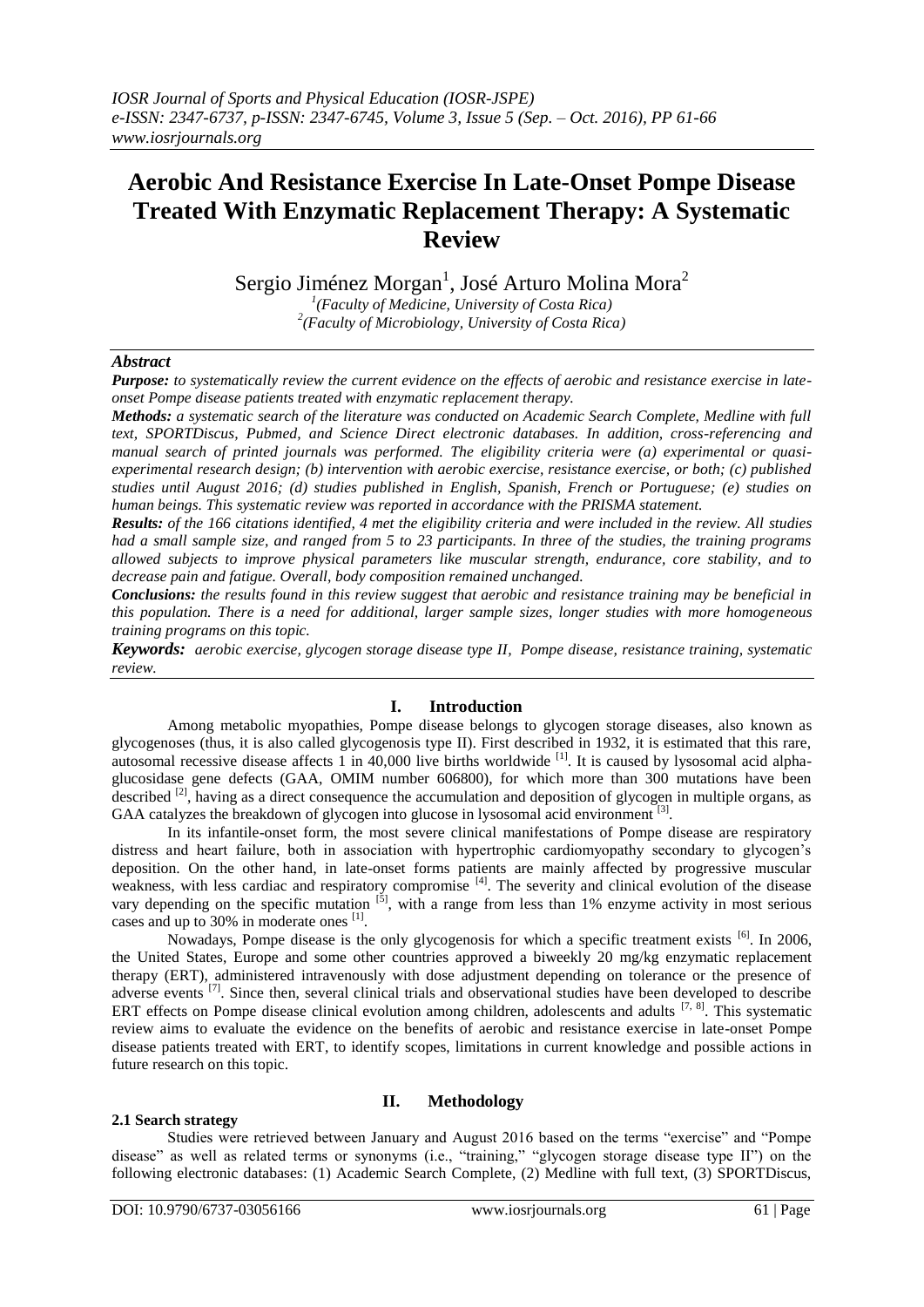# Aerobic And Resistance Exercise In Late-Onset Pompe Disease Treated With Enzymatic Replacement Therapy: A Systematic Review

Sergio Jiménez Morgan[1], José Arturo Molina Mora[2]

[1](Faculty of Medicine, University of Costa Rica)
[2](Faculty of Microbiology, University of Costa Rica)

***Abstract***

***Purpose:*** *to systematically review the current evidence on the effects of aerobic and resistance exercise in late-onset Pompe disease patients treated with enzymatic replacement therapy.*

***Methods:*** *a systematic search of the literature was conducted on Academic Search Complete, Medline with full text, SPORTDiscus, Pubmed, and Science Direct electronic databases. In addition, cross-referencing and manual search of printed journals was performed. The eligibility criteria were (a) experimental or quasi-experimental research design; (b) intervention with aerobic exercise, resistance exercise, or both; (c) published studies until August 2016; (d) studies published in English, Spanish, French or Portuguese; (e) studies on human beings. This systematic review was reported in accordance with the PRISMA statement.*

***Results:*** *of the 166 citations identified, 4 met the eligibility criteria and were included in the review. All studies had a small sample size, and ranged from 5 to 23 participants. In three of the studies, the training programs allowed subjects to improve physical parameters like muscular strength, endurance, core stability, and to decrease pain and fatigue. Overall, body composition remained unchanged.*

***Conclusions:*** *the results found in this review suggest that aerobic and resistance training may be beneficial in this population. There is a need for additional, larger sample sizes, longer studies with more homogeneous training programs on this topic.*

***Keywords:*** *aerobic exercise, glycogen storage disease type II, Pompe disease, resistance training, systematic review.*

## I. Introduction

Among metabolic myopathies, Pompe disease belongs to glycogen storage diseases, also known as glycogenoses (thus, it is also called glycogenosis type II). First described in 1932, it is estimated that this rare, autosomal recessive disease affects 1 in 40,000 live births worldwide [1]. It is caused by lysosomal acid alpha-glucosidase gene defects (GAA, OMIM number 606800), for which more than 300 mutations have been described [2], having as a direct consequence the accumulation and deposition of glycogen in multiple organs, as GAA catalyzes the breakdown of glycogen into glucose in lysosomal acid environment [3].

In its infantile-onset form, the most severe clinical manifestations of Pompe disease are respiratory distress and heart failure, both in association with hypertrophic cardiomyopathy secondary to glycogen's deposition. On the other hand, in late-onset forms patients are mainly affected by progressive muscular weakness, with less cardiac and respiratory compromise [4]. The severity and clinical evolution of the disease vary depending on the specific mutation [5], with a range from less than 1% enzyme activity in most serious cases and up to 30% in moderate ones [1].

Nowadays, Pompe disease is the only glycogenosis for which a specific treatment exists [6]. In 2006, the United States, Europe and some other countries approved a biweekly 20 mg/kg enzymatic replacement therapy (ERT), administered intravenously with dose adjustment depending on tolerance or the presence of adverse events [7]. Since then, several clinical trials and observational studies have been developed to describe ERT effects on Pompe disease clinical evolution among children, adolescents and adults [7, 8]. This systematic review aims to evaluate the evidence on the benefits of aerobic and resistance exercise in late-onset Pompe disease patients treated with ERT, to identify scopes, limitations in current knowledge and possible actions in future research on this topic.

## II. Methodology

### 2.1 Search strategy

Studies were retrieved between January and August 2016 based on the terms "exercise" and "Pompe disease" as well as related terms or synonyms (i.e., "training," "glycogen storage disease type II") on the following electronic databases: (1) Academic Search Complete, (2) Medline with full text, (3) SPORTDiscus,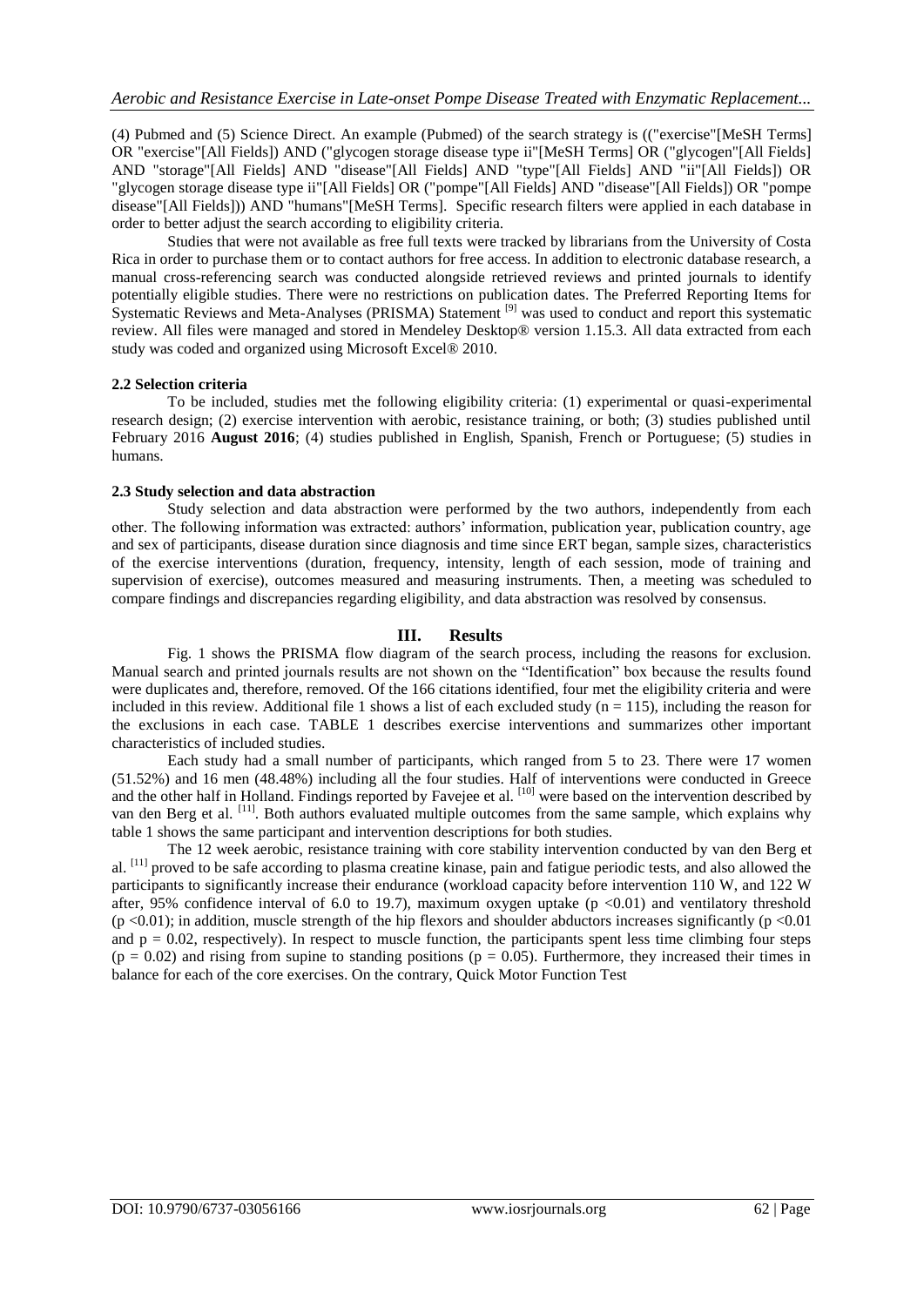(4) Pubmed and (5) Science Direct. An example (Pubmed) of the search strategy is (("exercise"[MeSH Terms] OR "exercise"[All Fields]) AND ("glycogen storage disease type ii"[MeSH Terms] OR ("glycogen"[All Fields] AND "storage"[All Fields] AND "disease"[All Fields] AND "type"[All Fields] AND "ii"[All Fields]) OR "glycogen storage disease type ii"[All Fields] OR ("pompe"[All Fields] AND "disease"[All Fields]) OR "pompe disease"[All Fields])) AND "humans"[MeSH Terms]. Specific research filters were applied in each database in order to better adjust the search according to eligibility criteria.

Studies that were not available as free full texts were tracked by librarians from the University of Costa Rica in order to purchase them or to contact authors for free access. In addition to electronic database research, a manual cross-referencing search was conducted alongside retrieved reviews and printed journals to identify potentially eligible studies. There were no restrictions on publication dates. The Preferred Reporting Items for Systematic Reviews and Meta-Analyses (PRISMA) Statement [9] was used to conduct and report this systematic review. All files were managed and stored in Mendeley Desktop® version 1.15.3. All data extracted from each study was coded and organized using Microsoft Excel® 2010.

### 2.2 Selection criteria

To be included, studies met the following eligibility criteria: (1) experimental or quasi-experimental research design; (2) exercise intervention with aerobic, resistance training, or both; (3) studies published until February 2016 **August 2016**; (4) studies published in English, Spanish, French or Portuguese; (5) studies in humans.

### 2.3 Study selection and data abstraction

Study selection and data abstraction were performed by the two authors, independently from each other. The following information was extracted: authors' information, publication year, publication country, age and sex of participants, disease duration since diagnosis and time since ERT began, sample sizes, characteristics of the exercise interventions (duration, frequency, intensity, length of each session, mode of training and supervision of exercise), outcomes measured and measuring instruments. Then, a meeting was scheduled to compare findings and discrepancies regarding eligibility, and data abstraction was resolved by consensus.

## III. Results

Fig. 1 shows the PRISMA flow diagram of the search process, including the reasons for exclusion. Manual search and printed journals results are not shown on the "Identification" box because the results found were duplicates and, therefore, removed. Of the 166 citations identified, four met the eligibility criteria and were included in this review. Additional file 1 shows a list of each excluded study ($n = 115$), including the reason for the exclusions in each case. TABLE 1 describes exercise interventions and summarizes other important characteristics of included studies.

Each study had a small number of participants, which ranged from 5 to 23. There were 17 women (51.52%) and 16 men (48.48%) including all the four studies. Half of interventions were conducted in Greece and the other half in Holland. Findings reported by Favejee et al. [10] were based on the intervention described by van den Berg et al. [11]. Both authors evaluated multiple outcomes from the same sample, which explains why table 1 shows the same participant and intervention descriptions for both studies.

The 12 week aerobic, resistance training with core stability intervention conducted by van den Berg et al. [11] proved to be safe according to plasma creatine kinase, pain and fatigue periodic tests, and also allowed the participants to significantly increase their endurance (workload capacity before intervention 110 W, and 122 W after, 95% confidence interval of 6.0 to 19.7), maximum oxygen uptake ($p < 0.01$) and ventilatory threshold ($p < 0.01$); in addition, muscle strength of the hip flexors and shoulder abductors increases significantly ($p < 0.01$ and $p = 0.02$, respectively). In respect to muscle function, the participants spent less time climbing four steps ($p = 0.02$) and rising from supine to standing positions ($p = 0.05$). Furthermore, they increased their times in balance for each of the core exercises. On the contrary, Quick Motor Function Test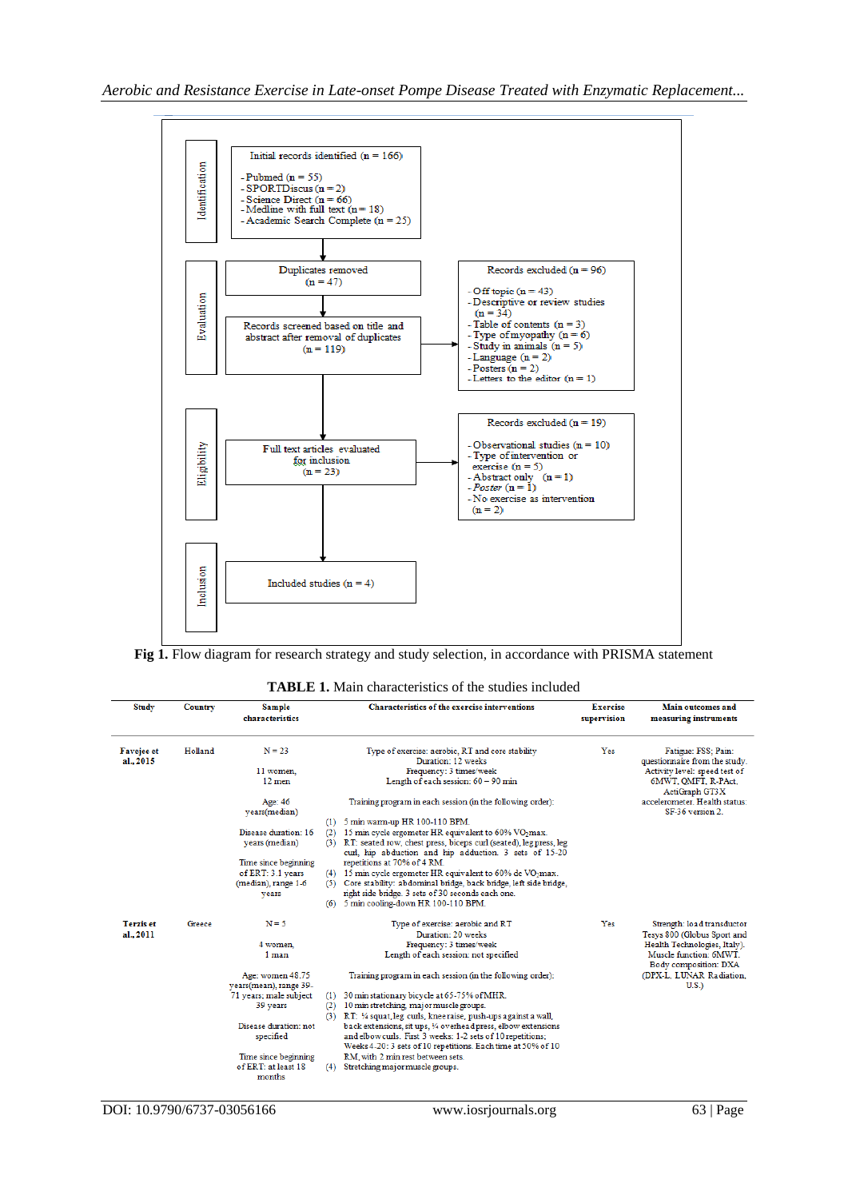Identification

Initial records identified (n = 166)

- Pubmed (n = 55)
- SPORTDiscus (n = 2)
- Science Direct (n = 66)
- Medline with full text (n = 18)
- Academic Search Complete (n = 25)

Evaluation

Duplicates removed (n = 47)

Records screened based on title and abstract after removal of duplicates (n = 119)

Records excluded (n = 96)

- Off topic (n = 43)
- Descriptive or review studies (n = 34)
- Table of contents (n = 3)
- Type of myopathy (n = 6)
- Study in animals (n = 5)
- Language (n = 2)
- Posters (n = 2)
- Letters to the editor (n = 1)

Eligibility

Full text articles evaluated for inclusion (n = 23)

Records excluded (n = 19)

- Observational studies (n = 10)
- Type of intervention or exercise (n = 5)
- Abstract only (n = 1)
- *Poster* (n = 1)
- No exercise as intervention (n = 2)

Inclusion

Included studies (n = 4)

**Fig 1.** Flow diagram for research strategy and study selection, in accordance with PRISMA statement

**TABLE 1.** Main characteristics of the studies included

| Study | Country | Sample characteristics | Characteristics of the exercise interventions | Exercise supervision | Main outcomes and measuring instruments |
|---|---|---|---|---|---|
| Favejee et al., 2015 | Holland | N = 23<br><br>11 women, 12 men<br><br>Age: 46 years(median)<br><br>Disease duration: 16 years (median)<br><br>Time since beginning of ERT: 3.1 years (median), range 1-6 years | Type of exercise: aerobic, RT and core stability<br>Duration: 12 weeks<br>Frequency: 3 times/week<br>Length of each session: 60 – 90 min<br><br>Training program in each session (in the following order):<br><br>(1) 5 min warm-up HR 100-110 BPM.<br>(2) 15 min cycle ergometer HR equivalent to 60% $VO_2$max.<br>(3) RT: seated row, chest press, biceps curl (seated), leg press, leg curl, hip abduction and hip adduction. 3 sets of 15-20 repetitions at 70% of 4 RM.<br>(4) 15 min cycle ergometer HR equivalent to 60% de $VO_2$max.<br>(5) Core stability: abdominal bridge, back bridge, left side bridge, right side bridge. 3 sets of 30 seconds each one.<br>(6) 5 min cooling-down HR 100-110 BPM. | Yes | Fatigue: FSS; Pain: questionnaire from the study. Activity level: speed test of 6MWT, QMFT, R-PAct, ActiGraph GT3X accelerometer. Health status: SF-36 version 2. |
| Terzis et al., 2011 | Greece | N = 5<br><br>4 women, 1 man<br><br>Age: women 48.75 years(mean), range 39-71 years; male subject 39 years<br><br>Disease duration: not specified<br><br>Time since beginning of ERT: at least 18 months | Type of exercise: aerobic and RT<br>Duration: 20 weeks<br>Frequency: 3 times/week<br>Length of each session: not specified<br><br>Training program in each session (in the following order):<br><br>(1) 30 min stationary bicycle at 65-75% of MHR.<br>(2) 10 min stretching, major muscle groups.<br>(3) RT: ¼ squat, leg curls, knee raise, push-ups against a wall, back extensions, sit ups, ¼ overhead press, elbow extensions and elbow curls. First 3 weeks: 1-2 sets of 10 repetitions; Weeks 4-20: 3 sets of 10 repetitions. Each time at 50% of 10 RM, with 2 min rest between sets.<br>(4) Stretching major muscle groups. | Yes | Strength: load transductor Tesys 800 (Globus Sport and Health Technologies, Italy). Muscle function: 6MWT. Body composition: DXA (DPX-L, LUNAR Radiation, U.S.) |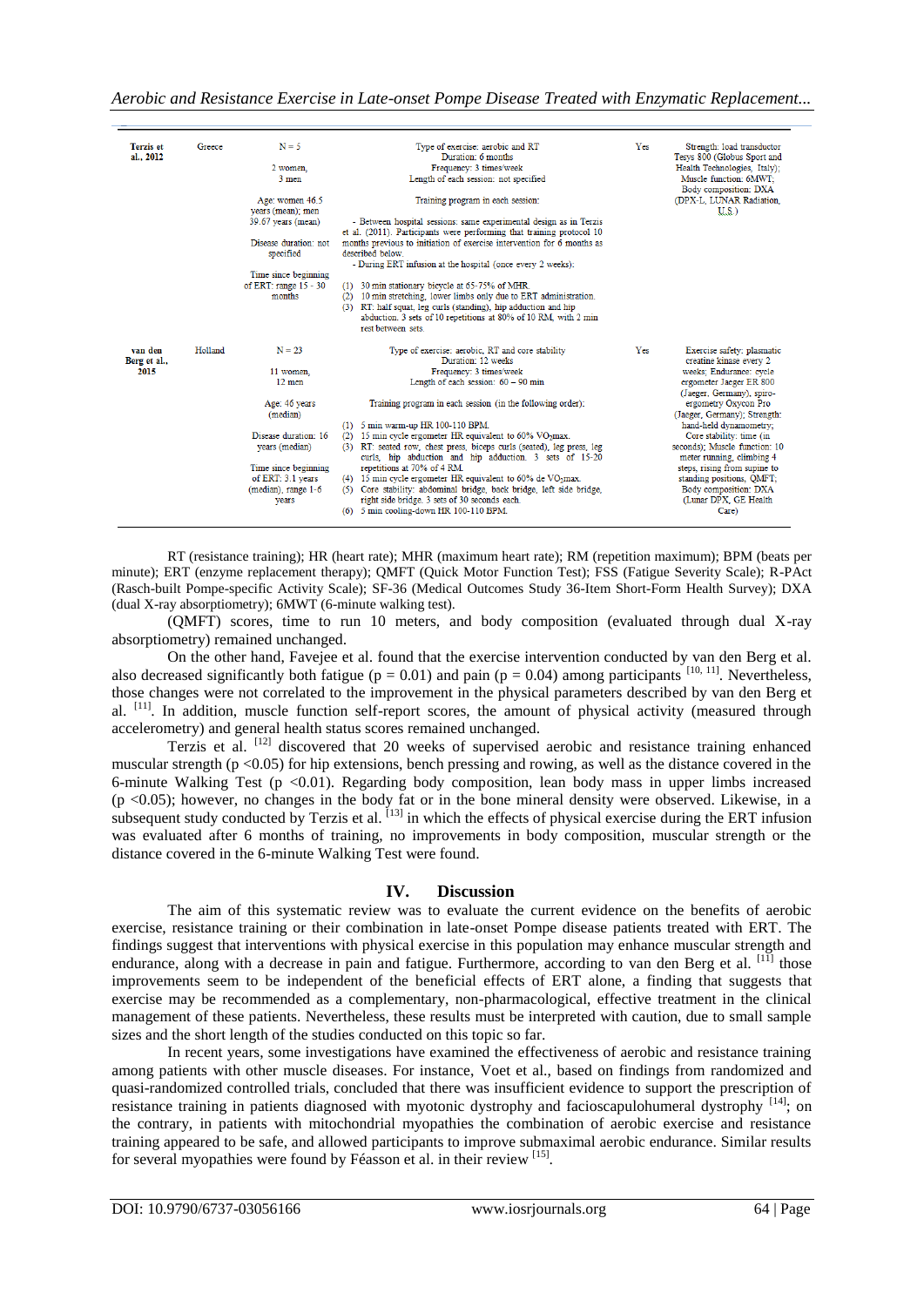| Terzis et al., 2012 | Greece | N = 5<br><br>2 women,<br>3 men<br><br>Age: women 46.5 years (mean); men 39.67 years (mean)<br><br>Disease duration: not specified<br><br>Time since beginning of ERT: range 15 - 30 months | Type of exercise: aerobic and RT<br>Duration: 6 months<br>Frequency: 3 times/week<br>Length of each session: not specified<br><br>Training program in each session:<br><br>- Between hospital sessions: same experimental design as in Terzis et al. (2011). Participants were performing that training protocol 10 months previous to initiation of exercise intervention for 6 months as described below.<br>- During ERT infusion at the hospital (once every 2 weeks):<br><br>(1) 30 min stationary bicycle at 65-75% of MHR.<br>(2) 10 min stretching, lower limbs only due to ERT administration.<br>(3) RT: half squat, leg curls (standing), hip adduction and hip abduction. 3 sets of 10 repetitions at 80% of 10 RM, with 2 min rest between sets. | Yes | Strength: load transductor Tesys 800 (Globus Sport and Health Technologies, Italy); Muscle function: 6MWT; Body composition: DXA (DPX-L, LUNAR Radiation, U.S.) |
|---|---|---|---|---|---|
| van den Berg et al., 2015 | Holland | N = 23<br><br>11 women,<br>12 men<br><br>Age: 46 years (median)<br><br>Disease duration: 16 years (median)<br><br>Time since beginning of ERT: 3.1 years (median), range 1-6 years | Type of exercise: aerobic, RT and core stability<br>Duration: 12 weeks<br>Frequency: 3 times/week<br>Length of each session: 60 – 90 min<br><br>Training program in each session (in the following order):<br><br>(1) 5 min warm-up HR 100-110 BPM.<br>(2) 15 min cycle ergometer HR equivalent to 60% $VO_2$max.<br>(3) RT: seated row, chest press, biceps curls (seated), leg press, leg curls, hip abduction and hip adduction. 3 sets of 15-20 repetitions at 70% of 4 RM.<br>(4) 15 min cycle ergometer HR equivalent to 60% de $VO_2$max.<br>(5) Core stability: abdominal bridge, back bridge, left side bridge, right side bridge. 3 sets of 30 seconds each.<br>(6) 5 min cooling-down HR 100-110 BPM. | Yes | Exercise safety: plasmatic creatine kinase every 2 weeks; Endurance: cycle ergometer Jaeger ER 800 (Jaeger, Germany), spiro-ergometry Oxycon Pro (Jaeger, Germany); Strength: hand-held dynamometry; Core stability: time (in seconds); Muscle function: 10 meter running, climbing 4 steps, rising from supine to standing positions, QMFT; Body composition: DXA (Lunar DPX, GE Health Care) |

RT (resistance training); HR (heart rate); MHR (maximum heart rate); RM (repetition maximum); BPM (beats per minute); ERT (enzyme replacement therapy); QMFT (Quick Motor Function Test); FSS (Fatigue Severity Scale); R-PAct (Rasch-built Pompe-specific Activity Scale); SF-36 (Medical Outcomes Study 36-Item Short-Form Health Survey); DXA (dual X-ray absorptiometry); 6MWT (6-minute walking test).

(QMFT) scores, time to run 10 meters, and body composition (evaluated through dual X-ray absorptiometry) remained unchanged.

On the other hand, Favejee et al. found that the exercise intervention conducted by van den Berg et al. also decreased significantly both fatigue ($p = 0.01$) and pain ($p = 0.04$) among participants [10, 11]. Nevertheless, those changes were not correlated to the improvement in the physical parameters described by van den Berg et al. [11]. In addition, muscle function self-report scores, the amount of physical activity (measured through accelerometry) and general health status scores remained unchanged.

Terzis et al. [12] discovered that 20 weeks of supervised aerobic and resistance training enhanced muscular strength ($p < 0.05$) for hip extensions, bench pressing and rowing, as well as the distance covered in the 6-minute Walking Test ($p < 0.01$). Regarding body composition, lean body mass in upper limbs increased ($p < 0.05$); however, no changes in the body fat or in the bone mineral density were observed. Likewise, in a subsequent study conducted by Terzis et al. [13] in which the effects of physical exercise during the ERT infusion was evaluated after 6 months of training, no improvements in body composition, muscular strength or the distance covered in the 6-minute Walking Test were found.

## IV. Discussion

The aim of this systematic review was to evaluate the current evidence on the benefits of aerobic exercise, resistance training or their combination in late-onset Pompe disease patients treated with ERT. The findings suggest that interventions with physical exercise in this population may enhance muscular strength and endurance, along with a decrease in pain and fatigue. Furthermore, according to van den Berg et al. [11] those improvements seem to be independent of the beneficial effects of ERT alone, a finding that suggests that exercise may be recommended as a complementary, non-pharmacological, effective treatment in the clinical management of these patients. Nevertheless, these results must be interpreted with caution, due to small sample sizes and the short length of the studies conducted on this topic so far.

In recent years, some investigations have examined the effectiveness of aerobic and resistance training among patients with other muscle diseases. For instance, Voet et al., based on findings from randomized and quasi-randomized controlled trials, concluded that there was insufficient evidence to support the prescription of resistance training in patients diagnosed with myotonic dystrophy and facioscapulohumeral dystrophy [14]; on the contrary, in patients with mitochondrial myopathies the combination of aerobic exercise and resistance training appeared to be safe, and allowed participants to improve submaximal aerobic endurance. Similar results for several myopathies were found by Féasson et al. in their review [15].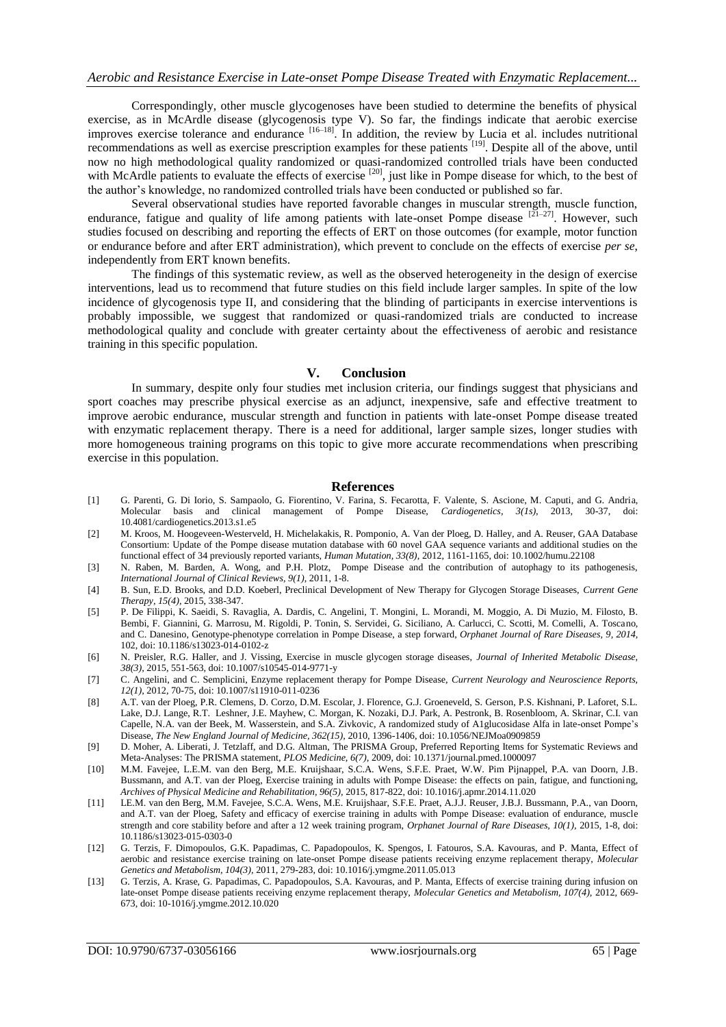Correspondingly, other muscle glycogenoses have been studied to determine the benefits of physical exercise, as in McArdle disease (glycogenosis type V). So far, the findings indicate that aerobic exercise improves exercise tolerance and endurance [16–18]. In addition, the review by Lucia et al. includes nutritional recommendations as well as exercise prescription examples for these patients [19]. Despite all of the above, until now no high methodological quality randomized or quasi-randomized controlled trials have been conducted with McArdle patients to evaluate the effects of exercise [20], just like in Pompe disease for which, to the best of the author's knowledge, no randomized controlled trials have been conducted or published so far.

Several observational studies have reported favorable changes in muscular strength, muscle function, endurance, fatigue and quality of life among patients with late-onset Pompe disease [21–27]. However, such studies focused on describing and reporting the effects of ERT on those outcomes (for example, motor function or endurance before and after ERT administration), which prevent to conclude on the effects of exercise *per se*, independently from ERT known benefits.

The findings of this systematic review, as well as the observed heterogeneity in the design of exercise interventions, lead us to recommend that future studies on this field include larger samples. In spite of the low incidence of glycogenosis type II, and considering that the blinding of participants in exercise interventions is probably impossible, we suggest that randomized or quasi-randomized trials are conducted to increase methodological quality and conclude with greater certainty about the effectiveness of aerobic and resistance training in this specific population.

## V. Conclusion

In summary, despite only four studies met inclusion criteria, our findings suggest that physicians and sport coaches may prescribe physical exercise as an adjunct, inexpensive, safe and effective treatment to improve aerobic endurance, muscular strength and function in patients with late-onset Pompe disease treated with enzymatic replacement therapy. There is a need for additional, larger sample sizes, longer studies with more homogeneous training programs on this topic to give more accurate recommendations when prescribing exercise in this population.

## References

[1] G. Parenti, G. Di Iorio, S. Sampaolo, G. Fiorentino, V. Farina, S. Fecarotta, F. Valente, S. Ascione, M. Caputi, and G. Andria, Molecular basis and clinical management of Pompe Disease, *Cardiogenetics, 3(1s)*, 2013, 30-37, doi: 10.4081/cardiogenetics.2013.s1.e5

[2] M. Kroos, M. Hoogeveen-Westerveld, H. Michelakakis, R. Pomponio, A. Van der Ploeg, D. Halley, and A. Reuser, GAA Database Consortium: Update of the Pompe disease mutation database with 60 novel GAA sequence variants and additional studies on the functional effect of 34 previously reported variants, *Human Mutation, 33(8)*, 2012, 1161-1165, doi: 10.1002/humu.22108

[3] N. Raben, M. Barden, A. Wong, and P.H. Plotz, Pompe Disease and the contribution of autophagy to its pathogenesis, *International Journal of Clinical Reviews, 9(1)*, 2011, 1-8.

[4] B. Sun, E.D. Brooks, and D.D. Koeberl, Preclinical Development of New Therapy for Glycogen Storage Diseases, *Current Gene Therapy, 15(4)*, 2015, 338-347.

[5] P. De Filippi, K. Saeidi, S. Ravaglia, A. Dardis, C. Angelini, T. Mongini, L. Morandi, M. Moggio, A. Di Muzio, M. Filosto, B. Bembi, F. Giannini, G. Marrosu, M. Rigoldi, P. Tonin, S. Servidei, G. Siciliano, A. Carlucci, C. Scotti, M. Comelli, A. Toscano, and C. Danesino, Genotype-phenotype correlation in Pompe Disease, a step forward, *Orphanet Journal of Rare Diseases, 9, 2014*, 102, doi: 10.1186/s13023-014-0102-z

[6] N. Preisler, R.G. Haller, and J. Vissing, Exercise in muscle glycogen storage diseases, *Journal of Inherited Metabolic Disease, 38(3)*, 2015, 551-563, doi: 10.1007/s10545-014-9771-y

[7] C. Angelini, and C. Semplicini, Enzyme replacement therapy for Pompe Disease, *Current Neurology and Neuroscience Reports, 12(1)*, 2012, 70-75, doi: 10.1007/s11910-011-0236

[8] A.T. van der Ploeg, P.R. Clemens, D. Corzo, D.M. Escolar, J. Florence, G.J. Groeneveld, S. Gerson, P.S. Kishnani, P. Laforet, S.L. Lake, D.J. Lange, R.T. Leshner, J.E. Mayhew, C. Morgan, K. Nozaki, D.J. Park, A. Pestronk, B. Rosenbloom, A. Skrinar, C.I. van Capelle, N.A. van der Beek, M. Wasserstein, and S.A. Zivkovic, A randomized study of A1glucosidase Alfa in late-onset Pompe's Disease, *The New England Journal of Medicine, 362(15)*, 2010, 1396-1406, doi: 10.1056/NEJMoa0909859

[9] D. Moher, A. Liberati, J. Tetzlaff, and D.G. Altman, The PRISMA Group, Preferred Reporting Items for Systematic Reviews and Meta-Analyses: The PRISMA statement, *PLOS Medicine, 6(7)*, 2009, doi: 10.1371/journal.pmed.1000097

[10] M.M. Favejee, L.E.M. van den Berg, M.E. Kruijshaar, S.C.A. Wens, S.F.E. Praet, W.W. Pim Pijnappel, P.A. van Doorn, J.B. Bussmann, and A.T. van der Ploeg, Exercise training in adults with Pompe Disease: the effects on pain, fatigue, and functioning, *Archives of Physical Medicine and Rehabilitation, 96(5)*, 2015, 817-822, doi: 10.1016/j.apmr.2014.11.020

[11] LE.M. van den Berg, M.M. Favejee, S.C.A. Wens, M.E. Kruijshaar, S.F.E. Praet, A.J.J. Reuser, J.B.J. Bussmann, P.A., van Doorn, and A.T. van der Ploeg, Safety and efficacy of exercise training in adults with Pompe Disease: evaluation of endurance, muscle strength and core stability before and after a 12 week training program, *Orphanet Journal of Rare Diseases, 10(1)*, 2015, 1-8, doi: 10.1186/s13023-015-0303-0

[12] G. Terzis, F. Dimopoulos, G.K. Papadimas, C. Papadopoulos, K. Spengos, I. Fatouros, S.A. Kavouras, and P. Manta, Effect of aerobic and resistance exercise training on late-onset Pompe disease patients receiving enzyme replacement therapy, *Molecular Genetics and Metabolism, 104(3)*, 2011, 279-283, doi: 10.1016/j.ymgme.2011.05.013

[13] G. Terzis, A. Krase, G. Papadimas, C. Papadopoulos, S.A. Kavouras, and P. Manta, Effects of exercise training during infusion on late-onset Pompe disease patients receiving enzyme replacement therapy, *Molecular Genetics and Metabolism, 107(4)*, 2012, 669-673, doi: 10-1016/j.ymgme.2012.10.020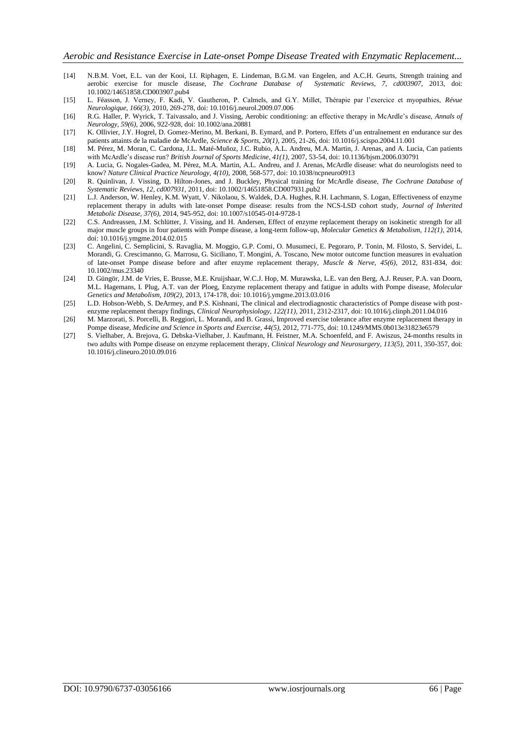[14] N.B.M. Voet, E.L. van der Kooi, I.I. Riphagen, E. Lindeman, B.G.M. van Engelen, and A.C.H. Geurts, Strength training and aerobic exercise for muscle disease, *The Cochrane Database of Systematic Reviews, 7, cd003907*, 2013, doi: 10.1002/14651858.CD003907.pub4

[15] L. Féasson, J. Verney, F. Kadi, V. Gautheron, P. Calmels, and G.Y. Millet, Thérapie par l'exercice et myopathies, *Révue Neurologique, 166(3)*, 2010, 269-278, doi: 10.1016/j.neurol.2009.07.006

[16] R.G. Haller, P. Wyrick, T. Taivassalo, and J. Vissing, Aerobic conditioning: an effective therapy in McArdle's disease, *Annals of Neurology, 59(6)*, 2006, 922-928, doi: 10.1002/ana.20881

[17] K. Ollivier, J.Y. Hogrel, D. Gomez-Merino, M. Berkani, B. Eymard, and P. Portero, Effets d'un entraînement en endurance sur des patients atteints de la maladie de McArdle, *Science & Sports, 20(1)*, 2005, 21-26, doi: 10.1016/j.scispo.2004.11.001

[18] M. Pérez, M. Moran, C. Cardona, J.L. Maté-Muñoz, J.C. Rubio, A.L. Andreu, M.A. Martin, J. Arenas, and A. Lucia, Can patients with McArdle's disease run? *British Journal of Sports Medicine, 41(1)*, 2007, 53-54, doi: 10.1136/bjsm.2006.030791

[19] A. Lucia, G. Nogales-Gadea, M. Pérez, M.A. Martin, A.L. Andreu, and J. Arenas, McArdle disease: what do neurologists need to know? *Nature Clinical Practice Neurology, 4(10)*, 2008, 568-577, doi: 10.1038/ncpneuro0913

[20] R. Quinlivan, J. Vissing, D. Hilton-Jones, and J. Buckley, Physical training for McArdle disease, *The Cochrane Database of Systematic Reviews, 12, cd007931*, 2011, doi: 10.1002/14651858.CD007931.pub2

[21] L.J. Anderson, W. Henley, K.M. Wyatt, V. Nikolaou, S. Waldek, D.A. Hughes, R.H. Lachmann, S. Logan, Effectiveness of enzyme replacement therapy in adults with late-onset Pompe disease: results from the NCS-LSD cohort study, *Journal of Inherited Metabolic Disease, 37(6)*, 2014, 945-952, doi: 10.1007/s10545-014-9728-1

[22] C.S. Andreassen, J.M. Schlütter, J. Vissing, and H. Andersen, Effect of enzyme replacement therapy on isokinetic strength for all major muscle groups in four patients with Pompe disease, a long-term follow-up, *Molecular Genetics & Metabolism, 112(1)*, 2014, doi: 10.1016/j.ymgme.2014.02.015

[23] C. Angelini, C. Semplicini, S. Ravaglia, M. Moggio, G.P. Comi, O. Musumeci, E. Pegoraro, P. Tonin, M. Filosto, S. Servidei, L. Morandi, G. Crescimanno, G. Marrosu, G. Siciliano, T. Mongini, A. Toscano, New motor outcome function measures in evaluation of late-onset Pompe disease before and after enzyme replacement therapy, *Muscle & Nerve, 45(6)*, 2012, 831-834, doi: 10.1002/mus.23340

[24] D. Güngör, J.M. de Vries, E. Brusse, M.E. Kruijshaar, W.C.J. Hop, M. Murawska, L.E. van den Berg, A.J. Reuser, P.A. van Doorn, M.L. Hagemans, I. Plug, A.T. van der Ploeg, Enzyme replacement therapy and fatigue in adults with Pompe disease, *Molecular Genetics and Metabolism, 109(2)*, 2013, 174-178, doi: 10.1016/j.ymgme.2013.03.016

[25] L.D. Hobson-Webb, S. DeArmey, and P.S. Kishnani, The clinical and electrodiagnostic characteristics of Pompe disease with post-enzyme replacement therapy findings, *Clinical Neurophysiology, 122(11)*, 2011, 2312-2317, doi: 10.1016/j.clinph.2011.04.016

[26] M. Marzorati, S. Porcelli, B. Reggiori, L. Morandi, and B. Grassi, Improved exercise tolerance after enzyme replacement therapy in Pompe disease, *Medicine and Science in Sports and Exercise, 44(5)*, 2012, 771-775, doi: 10.1249/MMS.0b013e31823e6579

[27] S. Vielhaber, A. Brejova, G. Debska-Vielhaber, J. Kaufmann, H. Feistner, M.A. Schoenfeld, and F. Awiszus, 24-months results in two adults with Pompe disease on enzyme replacement therapy, *Clinical Neurology and Neurosurgery, 113(5)*, 2011, 350-357, doi: 10.1016/j.clineuro.2010.09.016